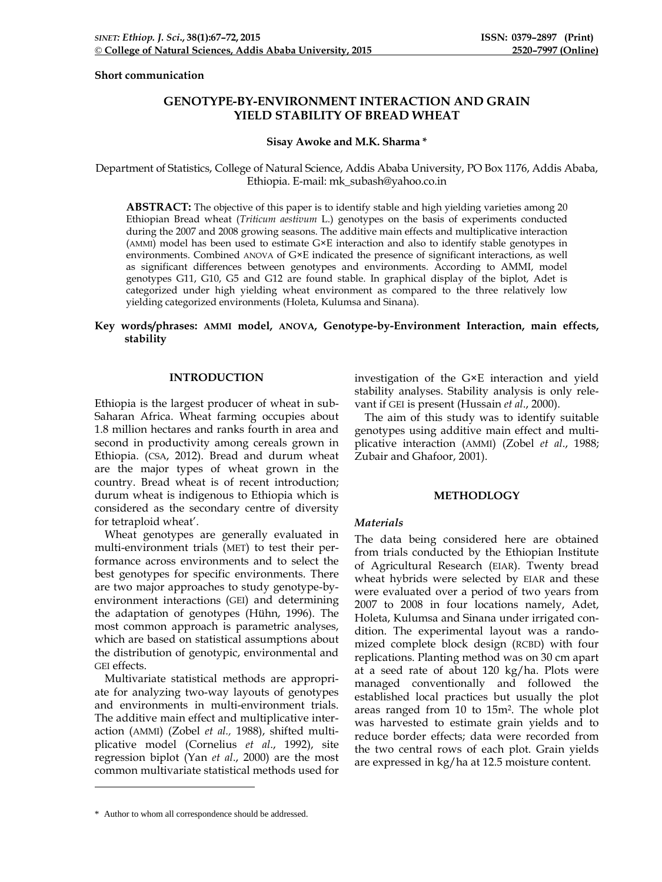Short communication

# GENOTYPE-BY-ENVIRONMENT INTERACTION AND GRAIN YIELD STABILITY OF BREAD WHEAT

**Sisay Awoke and M.K. Sharma ***

Department of Statistics, College of Natural Science, Addis Ababa University, PO Box 1176, Addis Ababa, Ethiopia. E-mail: mk_subash@yahoo.co.in

**ABSTRACT:** The objective of this paper is to identify stable and high yielding varieties among 20 Ethiopian Bread wheat (*Triticum aestivum* L.) genotypes on the basis of experiments conducted during the 2007 and 2008 growing seasons. The additive main effects and multiplicative interaction (AMMI) model has been used to estimate G×E interaction and also to identify stable genotypes in environments. Combined ANOVA of G×E indicated the presence of significant interactions, as well as significant differences between genotypes and environments. According to AMMI, model genotypes G11, G10, G5 and G12 are found stable. In graphical display of the biplot, Adet is categorized under high yielding wheat environment as compared to the three relatively low yielding categorized environments (Holeta, Kulumsa and Sinana).

**Key words/phrases: AMMI model, ANOVA, Genotype-by-Environment Interaction, main effects, stability**

## INTRODUCTION

Ethiopia is the largest producer of wheat in sub-Saharan Africa. Wheat farming occupies about 1.8 million hectares and ranks fourth in area and second in productivity among cereals grown in Ethiopia. (CSA, 2012). Bread and durum wheat are the major types of wheat grown in the country. Bread wheat is of recent introduction; durum wheat is indigenous to Ethiopia which is considered as the secondary centre of diversity for tetraploid wheat'.

Wheat genotypes are generally evaluated in multi-environment trials (MET) to test their performance across environments and to select the best genotypes for specific environments. There are two major approaches to study genotype-by-environment interactions (GEI) and determining the adaptation of genotypes (Hühn, 1996). The most common approach is parametric analyses, which are based on statistical assumptions about the distribution of genotypic, environmental and GEI effects.

Multivariate statistical methods are appropriate for analyzing two-way layouts of genotypes and environments in multi-environment trials. The additive main effect and multiplicative interaction (AMMI) (Zobel *et al.*, 1988), shifted multiplicative model (Cornelius *et al.*, 1992), site regression biplot (Yan *et al.*, 2000) are the most common multivariate statistical methods used for investigation of the G×E interaction and yield stability analyses. Stability analysis is only relevant if GEI is present (Hussain *et al.*, 2000).

The aim of this study was to identify suitable genotypes using additive main effect and multiplicative interaction (AMMI) (Zobel *et al.*, 1988; Zubair and Ghafoor, 2001).

## METHODOLOGY

### *Materials*

The data being considered here are obtained from trials conducted by the Ethiopian Institute of Agricultural Research (EIAR). Twenty bread wheat hybrids were selected by EIAR and these were evaluated over a period of two years from 2007 to 2008 in four locations namely, Adet, Holeta, Kulumsa and Sinana under irrigated condition. The experimental layout was a randomized complete block design (RCBD) with four replications. Planting method was on 30 cm apart at a seed rate of about 120 kg/ha. Plots were managed conventionally and followed the established local practices but usually the plot areas ranged from 10 to 15m$^2$. The whole plot was harvested to estimate grain yields and to reduce border effects; data were recorded from the two central rows of each plot. Grain yields are expressed in kg/ha at 12.5 moisture content.

\* Author to whom all correspondence should be addressed.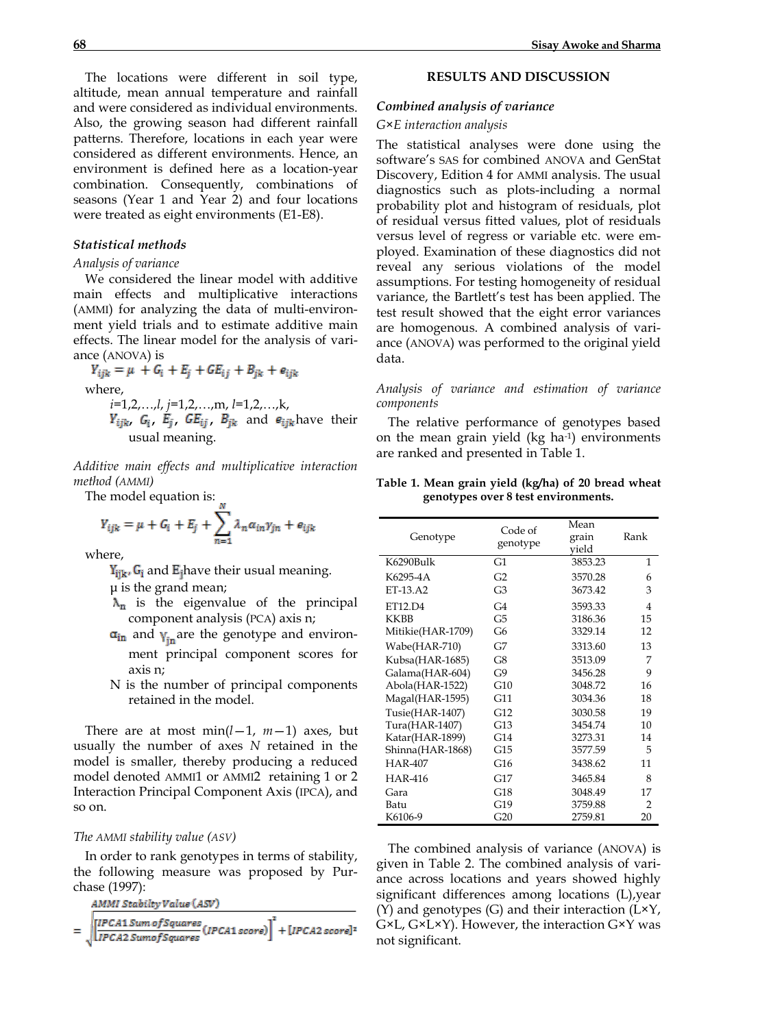The locations were different in soil type, altitude, mean annual temperature and rainfall and were considered as individual environments. Also, the growing season had different rainfall patterns. Therefore, locations in each year were considered as different environments. Hence, an environment is defined here as a location-year combination. Consequently, combinations of seasons (Year 1 and Year 2) and four locations were treated as eight environments (E1-E8).

### *Statistical methods*

*Analysis of variance*

We considered the linear model with additive main effects and multiplicative interactions (AMMI) for analyzing the data of multi-environment yield trials and to estimate additive main effects. The linear model for the analysis of variance (ANOVA) is

$$Y_{ijk} = \mu + G_i + E_j + GE_{ij} + B_{jk} + e_{ijk}$$

where,

$i$=1,2,…,$l$, $j$=1,2,…,m, $l$=1,2,…,k,
$Y_{ijk}$, $G_i$, $E_j$, $GE_{ij}$, $B_{jk}$ and $e_{ijk}$ have their usual meaning.

*Additive main effects and multiplicative interaction method (AMMI)*

The model equation is:

$$Y_{ijk} = \mu + G_i + E_j + \sum_{n=1}^{N} \lambda_n \alpha_{in} \gamma_{jn} + e_{ijk}$$

where,

$Y_{ijk}$, $G_i$ and $E_j$ have their usual meaning.
μ is the grand mean;
$\lambda_n$ is the eigenvalue of the principal component analysis (PCA) axis n;
$\alpha_{in}$ and $\gamma_{jn}$ are the genotype and environment principal component scores for axis n;
N is the number of principal components retained in the model.

There are at most min($l$−1, $m$−1) axes, but usually the number of axes $N$ retained in the model is smaller, thereby producing a reduced model denoted AMMI1 or AMMI2 retaining 1 or 2 Interaction Principal Component Axis (IPCA), and so on.

*The AMMI stability value (ASV)*

In order to rank genotypes in terms of stability, the following measure was proposed by Purchase (1997):

$$\text{AMMI Stability Value (ASV)} = \sqrt{\left[\frac{\text{IPCA1 Sum of Squares}}{\text{IPCA2 Sum of Squares}}(\text{IPCA1 score})\right]^2 + [\text{IPCA2 score}]^2}$$

## RESULTS AND DISCUSSION

### *Combined analysis of variance*

*G×E interaction analysis*

The statistical analyses were done using the software's SAS for combined ANOVA and GenStat Discovery, Edition 4 for AMMI analysis. The usual diagnostics such as plots-including a normal probability plot and histogram of residuals, plot of residual versus fitted values, plot of residuals versus level of regress or variable etc. were employed. Examination of these diagnostics did not reveal any serious violations of the model assumptions. For testing homogeneity of residual variance, the Bartlett's test has been applied. The test result showed that the eight error variances are homogenous. A combined analysis of variance (ANOVA) was performed to the original yield data.

*Analysis of variance and estimation of variance components*

The relative performance of genotypes based on the mean grain yield (kg ha$^{-1}$) environments are ranked and presented in Table 1.

**Table 1. Mean grain yield (kg/ha) of 20 bread wheat genotypes over 8 test environments.**

| Genotype | Code of genotype | Mean grain yield | Rank |
|---|---|---|---|
| K6290Bulk | G1 | 3853.23 | 1 |
| K6295-4A | G2 | 3570.28 | 6 |
| ET-13.A2 | G3 | 3673.42 | 3 |
| ET12.D4 | G4 | 3593.33 | 4 |
| KKBB | G5 | 3186.36 | 15 |
| Mitikie(HAR-1709) | G6 | 3329.14 | 12 |
| Wabe(HAR-710) | G7 | 3313.60 | 13 |
| Kubsa(HAR-1685) | G8 | 3513.09 | 7 |
| Galama(HAR-604) | G9 | 3456.28 | 9 |
| Abola(HAR-1522) | G10 | 3048.72 | 16 |
| Magal(HAR-1595) | G11 | 3034.36 | 18 |
| Tusie(HAR-1407) | G12 | 3030.58 | 19 |
| Tura(HAR-1407) | G13 | 3454.74 | 10 |
| Katar(HAR-1899) | G14 | 3273.31 | 14 |
| Shinna(HAR-1868) | G15 | 3577.59 | 5 |
| HAR-407 | G16 | 3438.62 | 11 |
| HAR-416 | G17 | 3465.84 | 8 |
| Gara | G18 | 3048.49 | 17 |
| Batu | G19 | 3759.88 | 2 |
| K6106-9 | G20 | 2759.81 | 20 |

The combined analysis of variance (ANOVA) is given in Table 2. The combined analysis of variance across locations and years showed highly significant differences among locations (L), year (Y) and genotypes (G) and their interaction (L×Y, G×L, G×L×Y). However, the interaction G×Y was not significant.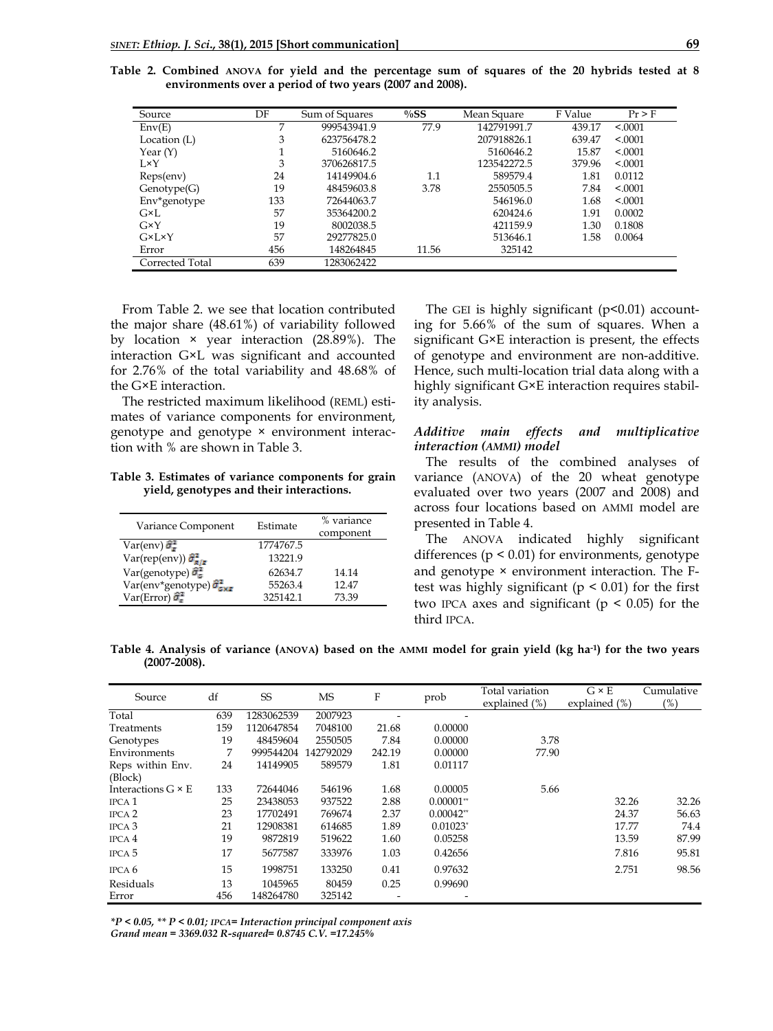**Table 2. Combined ANOVA for yield and the percentage sum of squares of the 20 hybrids tested at 8 environments over a period of two years (2007 and 2008).**

| Source | DF | Sum of Squares | %SS | Mean Square | F Value | Pr > F |
|---|---|---|---|---|---|---|
| Env(E) | 7 | 999543941.9 | 77.9 | 142791991.7 | 439.17 | <.0001 |
| Location (L) | 3 | 623756478.2 | | 207918826.1 | 639.47 | <.0001 |
| Year (Y) | 1 | 5160646.2 | | 5160646.2 | 15.87 | <.0001 |
| L×Y | 3 | 370626817.5 | | 123542272.5 | 379.96 | <.0001 |
| Reps(env) | 24 | 14149904.6 | 1.1 | 589579.4 | 1.81 | 0.0112 |
| Genotype(G) | 19 | 48459603.8 | 3.78 | 2550505.5 | 7.84 | <.0001 |
| Env*genotype | 133 | 72644063.7 | | 546196.0 | 1.68 | <.0001 |
| G×L | 57 | 35364200.2 | | 620424.6 | 1.91 | 0.0002 |
| G×Y | 19 | 8002038.5 | | 421159.9 | 1.30 | 0.1808 |
| G×L×Y | 57 | 29277825.0 | | 513646.1 | 1.58 | 0.0064 |
| Error | 456 | 148264845 | 11.56 | 325142 | | |
| Corrected Total | 639 | 1283062422 | | | | |

From Table 2. we see that location contributed the major share (48.61%) of variability followed by location × year interaction (28.89%). The interaction G×L was significant and accounted for 2.76% of the total variability and 48.68% of the G×E interaction.

The restricted maximum likelihood (REML) estimates of variance components for environment, genotype and genotype × environment interaction with % are shown in Table 3.

**Table 3. Estimates of variance components for grain yield, genotypes and their interactions.**

| Variance Component | Estimate | % variance component |
|---|---|---|
| Var(env) $\hat{\sigma}^2_E$ | 1774767.5 | |
| Var(rep(env)) $\hat{\sigma}^2_{R/E}$ | 13221.9 | |
| Var(genotype) $\hat{\sigma}^2_G$ | 62634.7 | 14.14 |
| Var(env*genotype) $\hat{\sigma}^2_{GXE}$ | 55263.4 | 12.47 |
| Var(Error) $\hat{\sigma}^2_e$ | 325142.1 | 73.39 |

The GEI is highly significant ($p<0.01$) accounting for 5.66% of the sum of squares. When a significant G×E interaction is present, the effects of genotype and environment are non-additive. Hence, such multi-location trial data along with a highly significant G×E interaction requires stability analysis.

### *Additive main effects and multiplicative interaction (AMMI) model*

The results of the combined analyses of variance (ANOVA) of the 20 wheat genotype evaluated over two years (2007 and 2008) and across four locations based on AMMI model are presented in Table 4.

The ANOVA indicated highly significant differences ($p < 0.01$) for environments, genotype and genotype × environment interaction. The F-test was highly significant ($p < 0.01$) for the first two IPCA axes and significant ($p < 0.05$) for the third IPCA.

**Table 4. Analysis of variance (ANOVA) based on the AMMI model for grain yield (kg ha$^{-1}$) for the two years (2007-2008).**

| Source | df | SS | MS | F | prob | Total variation explained (%) | G × E explained (%) | Cumulative (%) |
|---|---|---|---|---|---|---|---|---|
| Total | 639 | 1283062539 | 2007923 | - | - | | | |
| Treatments | 159 | 1120647854 | 7048100 | 21.68 | 0.00000 | | | |
| Genotypes | 19 | 48459604 | 2550505 | 7.84 | 0.00000 | 3.78 | | |
| Environments | 7 | 999544204 | 142792029 | 242.19 | 0.00000 | 77.90 | | |
| Reps within Env. (Block) | 24 | 14149905 | 589579 | 1.81 | 0.01117 | | | |
| Interactions G × E | 133 | 72644046 | 546196 | 1.68 | 0.00005 | 5.66 | | |
| IPCA 1 | 25 | 23438053 | 937522 | 2.88 | 0.00001** | | 32.26 | 32.26 |
| IPCA 2 | 23 | 17702491 | 769674 | 2.37 | 0.00042** | | 24.37 | 56.63 |
| IPCA 3 | 21 | 12908381 | 614685 | 1.89 | 0.01023* | | 17.77 | 74.4 |
| IPCA 4 | 19 | 9872819 | 519622 | 1.60 | 0.05258 | | 13.59 | 87.99 |
| IPCA 5 | 17 | 5677587 | 333976 | 1.03 | 0.42656 | | 7.816 | 95.81 |
| IPCA 6 | 15 | 1998751 | 133250 | 0.41 | 0.97632 | | 2.751 | 98.56 |
| Residuals | 13 | 1045965 | 80459 | 0.25 | 0.99690 | | | |
| Error | 456 | 148264780 | 325142 | - | - | | | |

****P < 0.05, ** P < 0.01; IPCA= Interaction principal component axis***
***Grand mean = 3369.032 R-squared= 0.8745 C.V. =17.245%***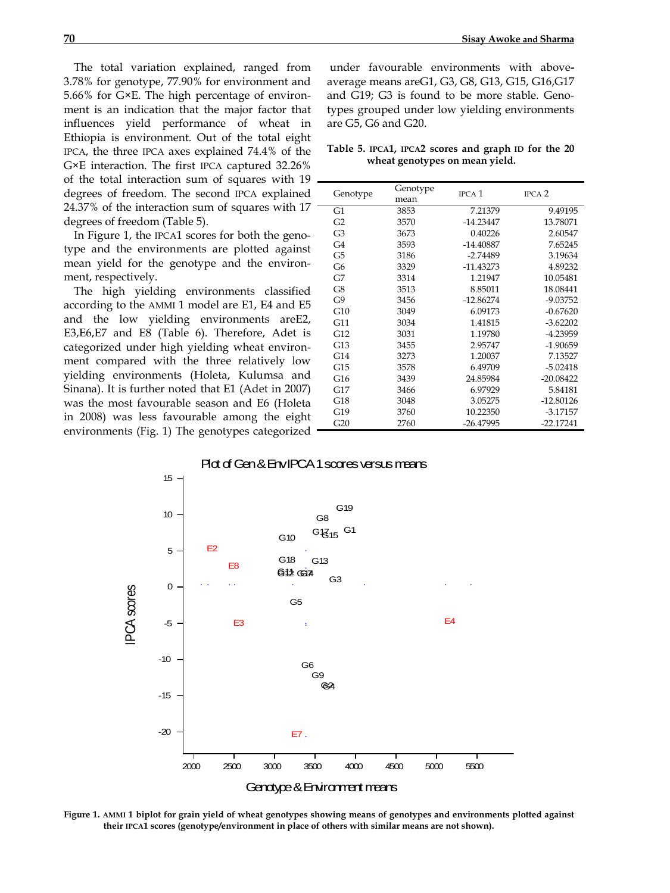The total variation explained, ranged from 3.78% for genotype, 77.90% for environment and 5.66% for G×E. The high percentage of environment is an indication that the major factor that influences yield performance of wheat in Ethiopia is environment. Out of the total eight IPCA, the three IPCA axes explained 74.4% of the G×E interaction. The first IPCA captured 32.26% of the total interaction sum of squares with 19 degrees of freedom. The second IPCA explained 24.37% of the interaction sum of squares with 17 degrees of freedom (Table 5).

In Figure 1, the IPCA1 scores for both the genotype and the environments are plotted against mean yield for the genotype and the environment, respectively.

The high yielding environments classified according to the AMMI 1 model are E1, E4 and E5 and the low yielding environments areE2, E3,E6,E7 and E8 (Table 6). Therefore, Adet is categorized under high yielding wheat environment compared with the three relatively low yielding environments (Holeta, Kulumsa and Sinana). It is further noted that E1 (Adet in 2007) was the most favourable season and E6 (Holeta in 2008) was less favourable among the eight environments (Fig. 1) The genotypes categorized under favourable environments with above-average means areG1, G3, G8, G13, G15, G16,G17 and G19; G3 is found to be more stable. Genotypes grouped under low yielding environments are G5, G6 and G20.

**Table 5. IPCA1, IPCA2 scores and graph ID for the 20 wheat genotypes on mean yield.**

| Genotype | Genotype mean | IPCA 1 | IPCA 2 |
|---|---|---|---|
| G1 | 3853 | 7.21379 | 9.49195 |
| G2 | 3570 | -14.23447 | 13.78071 |
| G3 | 3673 | 0.40226 | 2.60547 |
| G4 | 3593 | -14.40887 | 7.65245 |
| G5 | 3186 | -2.74489 | 3.19634 |
| G6 | 3329 | -11.43273 | 4.89232 |
| G7 | 3314 | 1.21947 | 10.05481 |
| G8 | 3513 | 8.85011 | 18.08441 |
| G9 | 3456 | -12.86274 | -9.03752 |
| G10 | 3049 | 6.09173 | -0.67620 |
| G11 | 3034 | 1.41815 | -3.62202 |
| G12 | 3031 | 1.19780 | -4.23959 |
| G13 | 3455 | 2.95747 | -1.90659 |
| G14 | 3273 | 1.20037 | 7.13527 |
| G15 | 3578 | 6.49709 | -5.02418 |
| G16 | 3439 | 24.85984 | -20.08422 |
| G17 | 3466 | 6.97929 | 5.84181 |
| G18 | 3048 | 3.05275 | -12.80126 |
| G19 | 3760 | 10.22350 | -3.17157 |
| G20 | 2760 | -26.47995 | -22.17241 |

**Figure 1. AMMI 1 biplot for grain yield of wheat genotypes showing means of genotypes and environments plotted against their IPCA1 scores (genotype/environment in place of others with similar means are not shown).**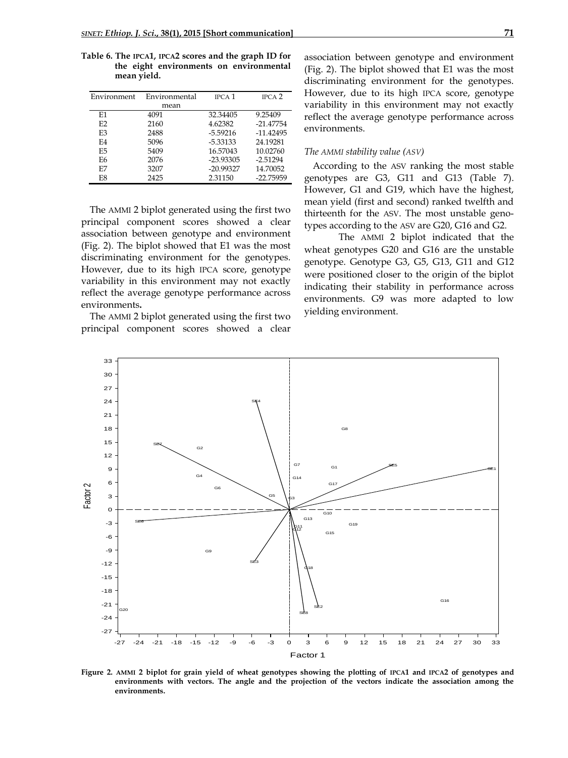**Table 6. The IPCA1, IPCA2 scores and the graph ID for the eight environments on environmental mean yield.**

| Environment | Environmental mean | IPCA 1 | IPCA 2 |
|---|---|---|---|
| E1 | 4091 | 32.34405 | 9.25409 |
| E2 | 2160 | 4.62382 | -21.47754 |
| E3 | 2488 | -5.59216 | -11.42495 |
| E4 | 5096 | -5.33133 | 24.19281 |
| E5 | 5409 | 16.57043 | 10.02760 |
| E6 | 2076 | -23.93305 | -2.51294 |
| E7 | 3207 | -20.99327 | 14.70052 |
| E8 | 2425 | 2.31150 | -22.75959 |

The AMMI 2 biplot generated using the first two principal component scores showed a clear association between genotype and environment (Fig. 2). The biplot showed that E1 was the most discriminating environment for the genotypes. However, due to its high IPCA score, genotype variability in this environment may not exactly reflect the average genotype performance across environments**.**

The AMMI 2 biplot generated using the first two principal component scores showed a clear association between genotype and environment (Fig. 2). The biplot showed that E1 was the most discriminating environment for the genotypes. However, due to its high IPCA score, genotype variability in this environment may not exactly reflect the average genotype performance across environments.

*The AMMI stability value (ASV)*

According to the ASV ranking the most stable genotypes are G3, G11 and G13 (Table 7). However, G1 and G19, which have the highest, mean yield (first and second) ranked twelfth and thirteenth for the ASV. The most unstable genotypes according to the ASV are G20, G16 and G2.

The AMMI 2 biplot indicated that the wheat genotypes G20 and G16 are the unstable genotype. Genotype G3, G5, G13, G11 and G12 were positioned closer to the origin of the biplot indicating their stability in performance across environments. G9 was more adapted to low yielding environment.

**Figure 2. AMMI 2 biplot for grain yield of wheat genotypes showing the plotting of IPCA1 and IPCA2 of genotypes and environments with vectors. The angle and the projection of the vectors indicate the association among the environments.**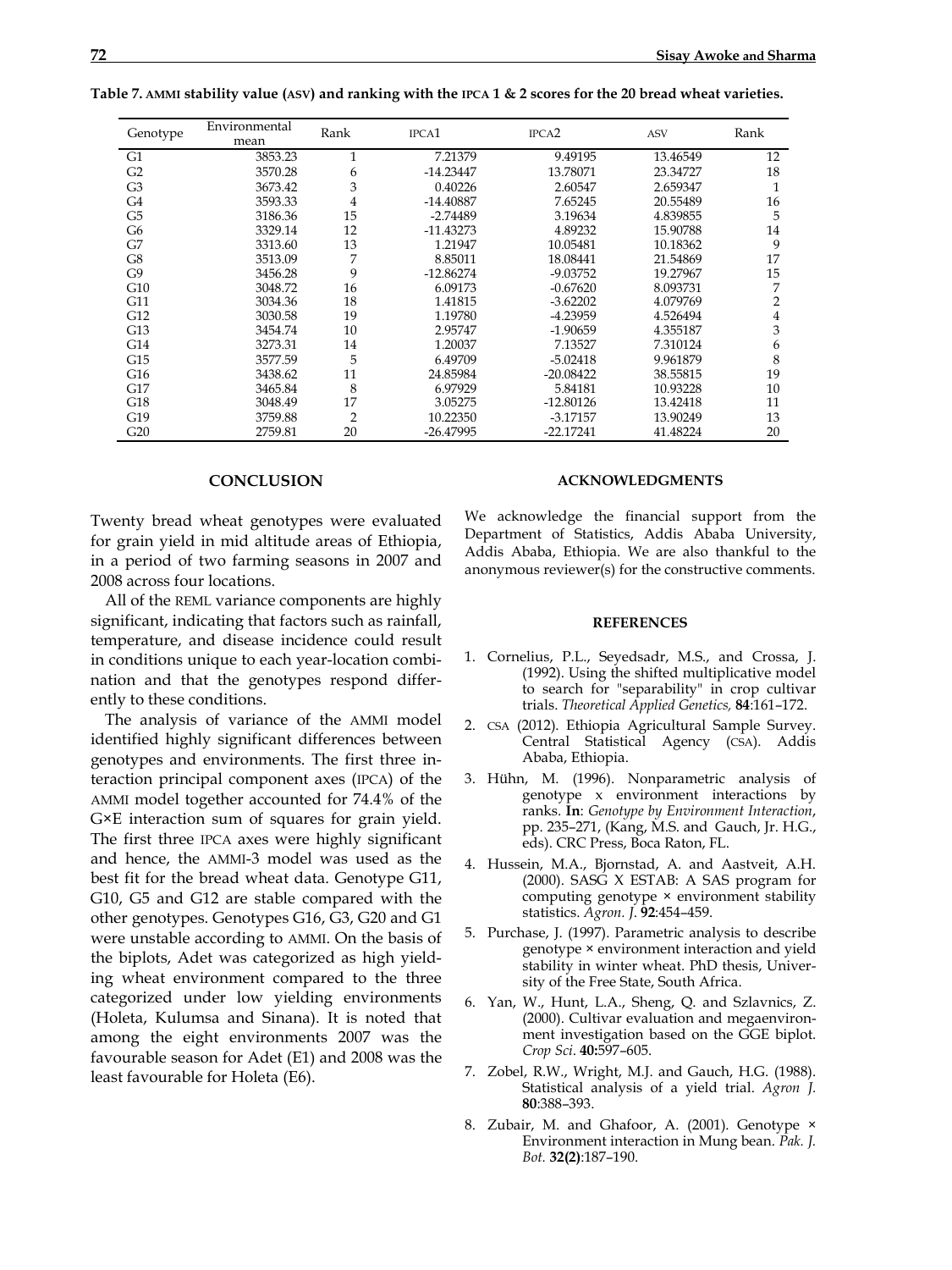**Table 7. AMMI stability value (ASV) and ranking with the IPCA 1 & 2 scores for the 20 bread wheat varieties.**

| Genotype | Environmental mean | Rank | IPCA1 | IPCA2 | ASV | Rank |
|---|---|---|---|---|---|---|
| G1 | 3853.23 | 1 | 7.21379 | 9.49195 | 13.46549 | 12 |
| G2 | 3570.28 | 6 | -14.23447 | 13.78071 | 23.34727 | 18 |
| G3 | 3673.42 | 3 | 0.40226 | 2.60547 | 2.659347 | 1 |
| G4 | 3593.33 | 4 | -14.40887 | 7.65245 | 20.55489 | 16 |
| G5 | 3186.36 | 15 | -2.74489 | 3.19634 | 4.839855 | 5 |
| G6 | 3329.14 | 12 | -11.43273 | 4.89232 | 15.90788 | 14 |
| G7 | 3313.60 | 13 | 1.21947 | 10.05481 | 10.18362 | 9 |
| G8 | 3513.09 | 7 | 8.85011 | 18.08441 | 21.54869 | 17 |
| G9 | 3456.28 | 9 | -12.86274 | -9.03752 | 19.27967 | 15 |
| G10 | 3048.72 | 16 | 6.09173 | -0.67620 | 8.093731 | 7 |
| G11 | 3034.36 | 18 | 1.41815 | -3.62202 | 4.079769 | 2 |
| G12 | 3030.58 | 19 | 1.19780 | -4.23959 | 4.526494 | 4 |
| G13 | 3454.74 | 10 | 2.95747 | -1.90659 | 4.355187 | 3 |
| G14 | 3273.31 | 14 | 1.20037 | 7.13527 | 7.310124 | 6 |
| G15 | 3577.59 | 5 | 6.49709 | -5.02418 | 9.961879 | 8 |
| G16 | 3438.62 | 11 | 24.85984 | -20.08422 | 38.55815 | 19 |
| G17 | 3465.84 | 8 | 6.97929 | 5.84181 | 10.93228 | 10 |
| G18 | 3048.49 | 17 | 3.05275 | -12.80126 | 13.42418 | 11 |
| G19 | 3759.88 | 2 | 10.22350 | -3.17157 | 13.90249 | 13 |
| G20 | 2759.81 | 20 | -26.47995 | -22.17241 | 41.48224 | 20 |

## CONCLUSION

Twenty bread wheat genotypes were evaluated for grain yield in mid altitude areas of Ethiopia, in a period of two farming seasons in 2007 and 2008 across four locations.

All of the REML variance components are highly significant, indicating that factors such as rainfall, temperature, and disease incidence could result in conditions unique to each year-location combination and that the genotypes respond differently to these conditions.

The analysis of variance of the AMMI model identified highly significant differences between genotypes and environments. The first three interaction principal component axes (IPCA) of the AMMI model together accounted for 74.4% of the G×E interaction sum of squares for grain yield. The first three IPCA axes were highly significant and hence, the AMMI-3 model was used as the best fit for the bread wheat data. Genotype G11, G10, G5 and G12 are stable compared with the other genotypes. Genotypes G16, G3, G20 and G1 were unstable according to AMMI. On the basis of the biplots, Adet was categorized as high yielding wheat environment compared to the three categorized under low yielding environments (Holeta, Kulumsa and Sinana). It is noted that among the eight environments 2007 was the favourable season for Adet (E1) and 2008 was the least favourable for Holeta (E6).

## ACKNOWLEDGMENTS

We acknowledge the financial support from the Department of Statistics, Addis Ababa University, Addis Ababa, Ethiopia. We are also thankful to the anonymous reviewer(s) for the constructive comments.

## REFERENCES

1. Cornelius, P.L., Seyedsadr, M.S., and Crossa, J. (1992). Using the shifted multiplicative model to search for "separability" in crop cultivar trials. *Theoretical Applied Genetics,* **84**:161–172.
2. CSA (2012). Ethiopia Agricultural Sample Survey. Central Statistical Agency (CSA). Addis Ababa, Ethiopia.
3. Hühn, M. (1996). Nonparametric analysis of genotype x environment interactions by ranks. **In**: *Genotype by Environment Interaction*, pp. 235–271, (Kang, M.S. and Gauch, Jr. H.G., eds). CRC Press, Boca Raton, FL.
4. Hussein, M.A., Bjornstad, A. and Aastveit, A.H. (2000). SASG X ESTAB: A SAS program for computing genotype × environment stability statistics. *Agron. J.* **92**:454–459.
5. Purchase, J. (1997). Parametric analysis to describe genotype × environment interaction and yield stability in winter wheat. PhD thesis, University of the Free State, South Africa.
6. Yan, W., Hunt, L.A., Sheng, Q. and Szlavnics, Z. (2000). Cultivar evaluation and megaenvironment investigation based on the GGE biplot. *Crop Sci*. **40:**597–605.
7. Zobel, R.W., Wright, M.J. and Gauch, H.G. (1988). Statistical analysis of a yield trial. *Agron J.* **80**:388–393.
8. Zubair, M. and Ghafoor, A. (2001). Genotype × Environment interaction in Mung bean. *Pak. J. Bot.* **32(2)**:187–190.